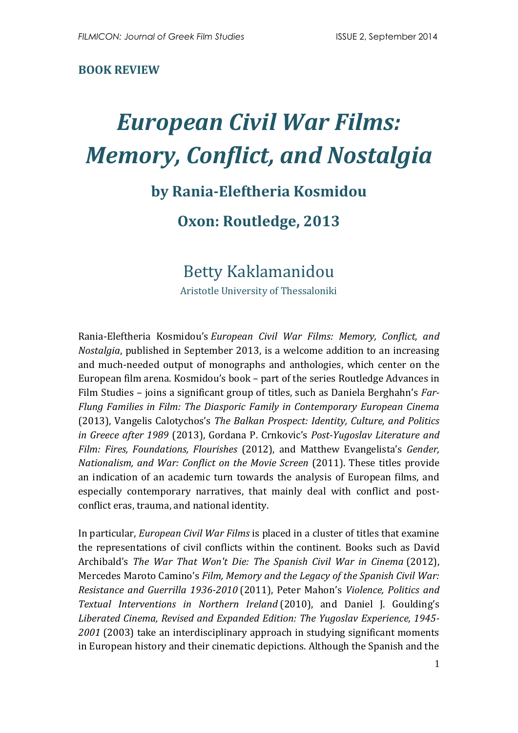**BOOK REVIEW**

# *European Civil War Films: Memory, Conflict, and Nostalgia*

## by Rania-Eleftheria Kosmidou

## Oxon: Routledge, 2013

### Betty Kaklamanidou

Aristotle University of Thessaloniki

Rania-Eleftheria Kosmidou's *European Civil War Films: Memory, Conflict, and Nostalgia*, published in September 2013, is a welcome addition to an increasing and much-needed output of monographs and anthologies, which center on the European film arena. Kosmidou's book – part of the series Routledge Advances in Film Studies – joins a significant group of titles, such as Daniela Berghahn's *Far-Flung Families in Film: The Diasporic Family in Contemporary European Cinema* (2013), Vangelis Calotychos's *The Balkan Prospect: Identity, Culture, and Politics in Greece after 1989* (2013), Gordana P. Crnkovic's *Post-Yugoslav Literature and Film: Fires, Foundations, Flourishes* (2012), and Matthew Evangelista's *Gender, Nationalism, and War: Conflict on the Movie Screen* (2011). These titles provide an indication of an academic turn towards the analysis of European films, and especially contemporary narratives, that mainly deal with conflict and post-conflict eras, trauma, and national identity.

In particular, *European Civil War Films* is placed in a cluster of titles that examine the representations of civil conflicts within the continent. Books such as David Archibald's *The War That Won't Die: The Spanish Civil War in Cinema* (2012), Mercedes Maroto Camino's *Film, Memory and the Legacy of the Spanish Civil War: Resistance and Guerrilla 1936-2010* (2011), Peter Mahon's *Violence, Politics and Textual Interventions in Northern Ireland* (2010), and Daniel J. Goulding's *Liberated Cinema, Revised and Expanded Edition: The Yugoslav Experience, 1945-2001* (2003) take an interdisciplinary approach in studying significant moments in European history and their cinematic depictions. Although the Spanish and the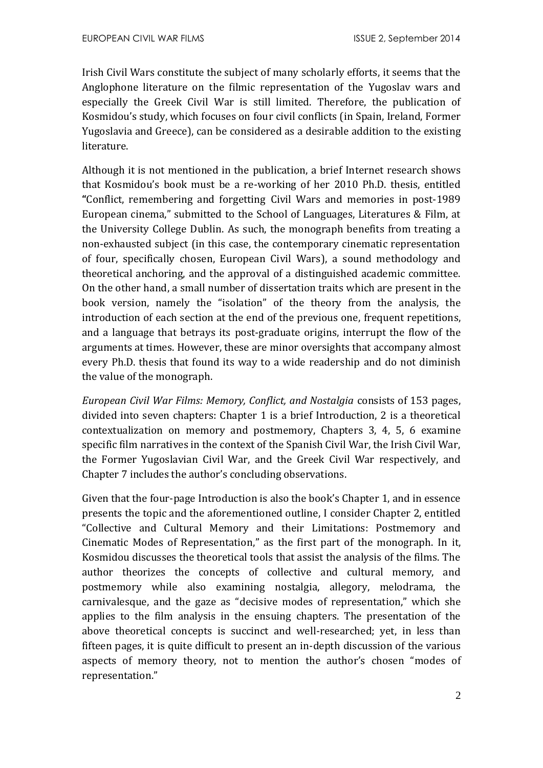Irish Civil Wars constitute the subject of many scholarly efforts, it seems that the Anglophone literature on the filmic representation of the Yugoslav wars and especially the Greek Civil War is still limited. Therefore, the publication of Kosmidou's study, which focuses on four civil conflicts (in Spain, Ireland, Former Yugoslavia and Greece), can be considered as a desirable addition to the existing literature.

Although it is not mentioned in the publication, a brief Internet research shows that Kosmidou's book must be a re-working of her 2010 Ph.D. thesis, entitled "Conflict, remembering and forgetting Civil Wars and memories in post-1989 European cinema," submitted to the School of Languages, Literatures & Film, at the University College Dublin. As such, the monograph benefits from treating a non-exhausted subject (in this case, the contemporary cinematic representation of four, specifically chosen, European Civil Wars), a sound methodology and theoretical anchoring, and the approval of a distinguished academic committee. On the other hand, a small number of dissertation traits which are present in the book version, namely the "isolation" of the theory from the analysis, the introduction of each section at the end of the previous one, frequent repetitions, and a language that betrays its post-graduate origins, interrupt the flow of the arguments at times. However, these are minor oversights that accompany almost every Ph.D. thesis that found its way to a wide readership and do not diminish the value of the monograph.

*European Civil War Films: Memory, Conflict, and Nostalgia* consists of 153 pages, divided into seven chapters: Chapter 1 is a brief Introduction, 2 is a theoretical contextualization on memory and postmemory, Chapters 3, 4, 5, 6 examine specific film narratives in the context of the Spanish Civil War, the Irish Civil War, the Former Yugoslavian Civil War, and the Greek Civil War respectively, and Chapter 7 includes the author's concluding observations.

Given that the four-page Introduction is also the book's Chapter 1, and in essence presents the topic and the aforementioned outline, I consider Chapter 2, entitled "Collective and Cultural Memory and their Limitations: Postmemory and Cinematic Modes of Representation," as the first part of the monograph. In it, Kosmidou discusses the theoretical tools that assist the analysis of the films. The author theorizes the concepts of collective and cultural memory, and postmemory while also examining nostalgia, allegory, melodrama, the carnivalesque, and the gaze as "decisive modes of representation," which she applies to the film analysis in the ensuing chapters. The presentation of the above theoretical concepts is succinct and well-researched; yet, in less than fifteen pages, it is quite difficult to present an in-depth discussion of the various aspects of memory theory, not to mention the author's chosen "modes of representation."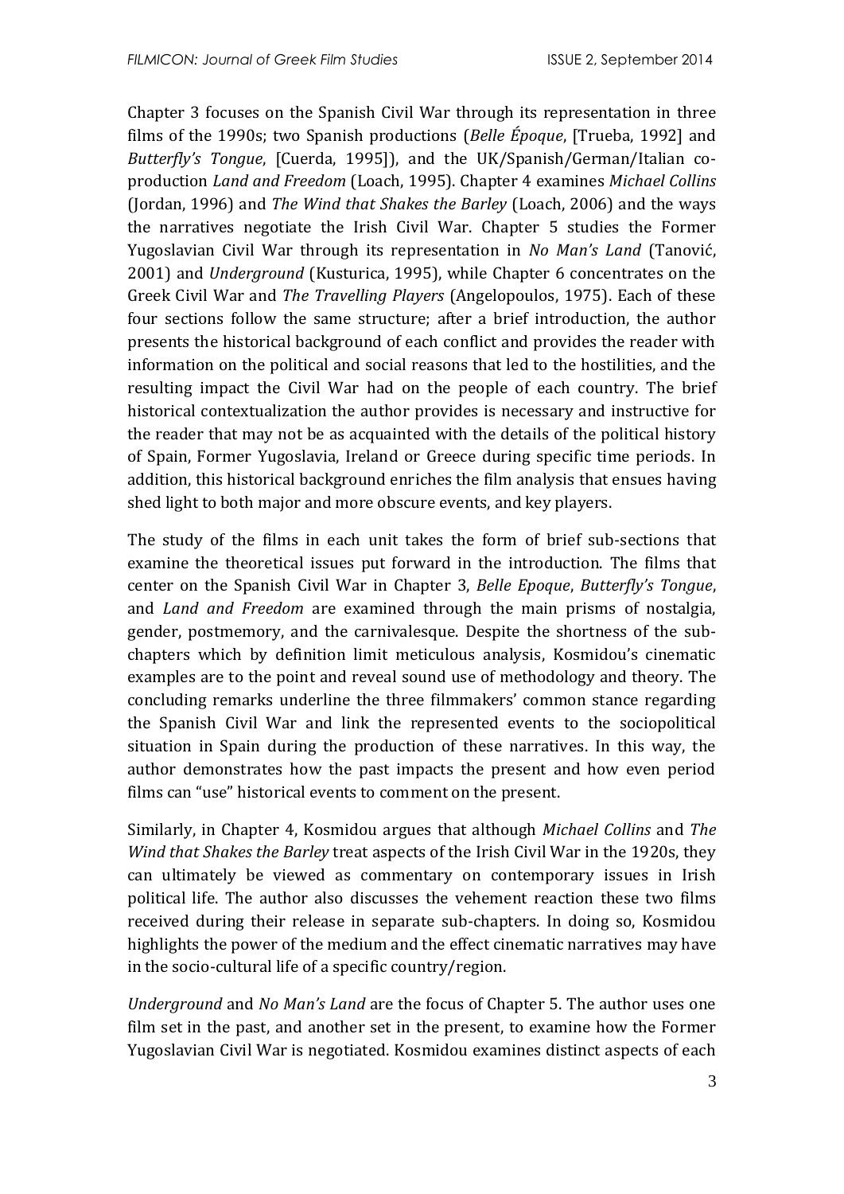Chapter 3 focuses on the Spanish Civil War through its representation in three films of the 1990s; two Spanish productions (*Belle Époque*, [Trueba, 1992] and *Butterfly's Tongue*, [Cuerda, 1995]), and the UK/Spanish/German/Italian co-production *Land and Freedom* (Loach, 1995). Chapter 4 examines *Michael Collins* (Jordan, 1996) and *The Wind that Shakes the Barley* (Loach, 2006) and the ways the narratives negotiate the Irish Civil War. Chapter 5 studies the Former Yugoslavian Civil War through its representation in *No Man's Land* (Tanović, 2001) and *Underground* (Kusturica, 1995), while Chapter 6 concentrates on the Greek Civil War and *The Travelling Players* (Angelopoulos, 1975). Each of these four sections follow the same structure; after a brief introduction, the author presents the historical background of each conflict and provides the reader with information on the political and social reasons that led to the hostilities, and the resulting impact the Civil War had on the people of each country. The brief historical contextualization the author provides is necessary and instructive for the reader that may not be as acquainted with the details of the political history of Spain, Former Yugoslavia, Ireland or Greece during specific time periods. In addition, this historical background enriches the film analysis that ensues having shed light to both major and more obscure events, and key players.

The study of the films in each unit takes the form of brief sub-sections that examine the theoretical issues put forward in the introduction. The films that center on the Spanish Civil War in Chapter 3, *Belle Epoque*, *Butterfly's Tongue*, and *Land and Freedom* are examined through the main prisms of nostalgia, gender, postmemory, and the carnivalesque. Despite the shortness of the sub-chapters which by definition limit meticulous analysis, Kosmidou's cinematic examples are to the point and reveal sound use of methodology and theory. The concluding remarks underline the three filmmakers' common stance regarding the Spanish Civil War and link the represented events to the sociopolitical situation in Spain during the production of these narratives. In this way, the author demonstrates how the past impacts the present and how even period films can "use" historical events to comment on the present.

Similarly, in Chapter 4, Kosmidou argues that although *Michael Collins* and *The Wind that Shakes the Barley* treat aspects of the Irish Civil War in the 1920s, they can ultimately be viewed as commentary on contemporary issues in Irish political life. The author also discusses the vehement reaction these two films received during their release in separate sub-chapters. In doing so, Kosmidou highlights the power of the medium and the effect cinematic narratives may have in the socio-cultural life of a specific country/region.

*Underground* and *No Man's Land* are the focus of Chapter 5. The author uses one film set in the past, and another set in the present, to examine how the Former Yugoslavian Civil War is negotiated. Kosmidou examines distinct aspects of each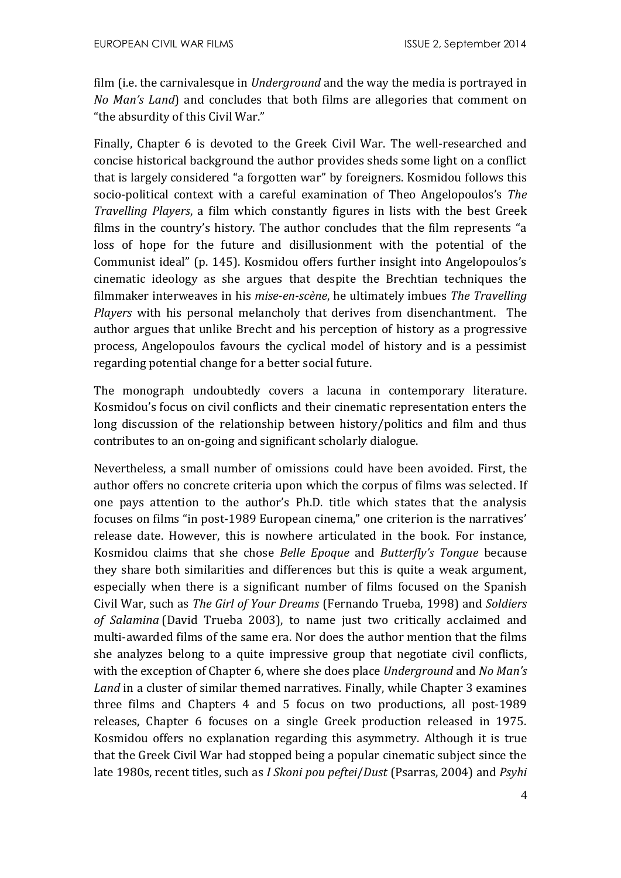film (i.e. the carnivalesque in *Underground* and the way the media is portrayed in *No Man's Land*) and concludes that both films are allegories that comment on "the absurdity of this Civil War."

Finally, Chapter 6 is devoted to the Greek Civil War. The well-researched and concise historical background the author provides sheds some light on a conflict that is largely considered "a forgotten war" by foreigners. Kosmidou follows this socio-political context with a careful examination of Theo Angelopoulos's *The Travelling Players*, a film which constantly figures in lists with the best Greek films in the country's history. The author concludes that the film represents "a loss of hope for the future and disillusionment with the potential of the Communist ideal" (p. 145). Kosmidou offers further insight into Angelopoulos's cinematic ideology as she argues that despite the Brechtian techniques the filmmaker interweaves in his *mise-en-scène*, he ultimately imbues *The Travelling Players* with his personal melancholy that derives from disenchantment. The author argues that unlike Brecht and his perception of history as a progressive process, Angelopoulos favours the cyclical model of history and is a pessimist regarding potential change for a better social future.

The monograph undoubtedly covers a lacuna in contemporary literature. Kosmidou's focus on civil conflicts and their cinematic representation enters the long discussion of the relationship between history/politics and film and thus contributes to an on-going and significant scholarly dialogue.

Nevertheless, a small number of omissions could have been avoided. First, the author offers no concrete criteria upon which the corpus of films was selected. If one pays attention to the author's Ph.D. title which states that the analysis focuses on films "in post-1989 European cinema," one criterion is the narratives' release date. However, this is nowhere articulated in the book. For instance, Kosmidou claims that she chose *Belle Epoque* and *Butterfly's Tongue* because they share both similarities and differences but this is quite a weak argument, especially when there is a significant number of films focused on the Spanish Civil War, such as *The Girl of Your Dreams* (Fernando Trueba, 1998) and *Soldiers of Salamina* (David Trueba 2003), to name just two critically acclaimed and multi-awarded films of the same era. Nor does the author mention that the films she analyzes belong to a quite impressive group that negotiate civil conflicts, with the exception of Chapter 6, where she does place *Underground* and *No Man's Land* in a cluster of similar themed narratives. Finally, while Chapter 3 examines three films and Chapters 4 and 5 focus on two productions, all post-1989 releases, Chapter 6 focuses on a single Greek production released in 1975. Kosmidou offers no explanation regarding this asymmetry. Although it is true that the Greek Civil War had stopped being a popular cinematic subject since the late 1980s, recent titles, such as *I Skoni pou peftei*/*Dust* (Psarras, 2004) and *Psyhi*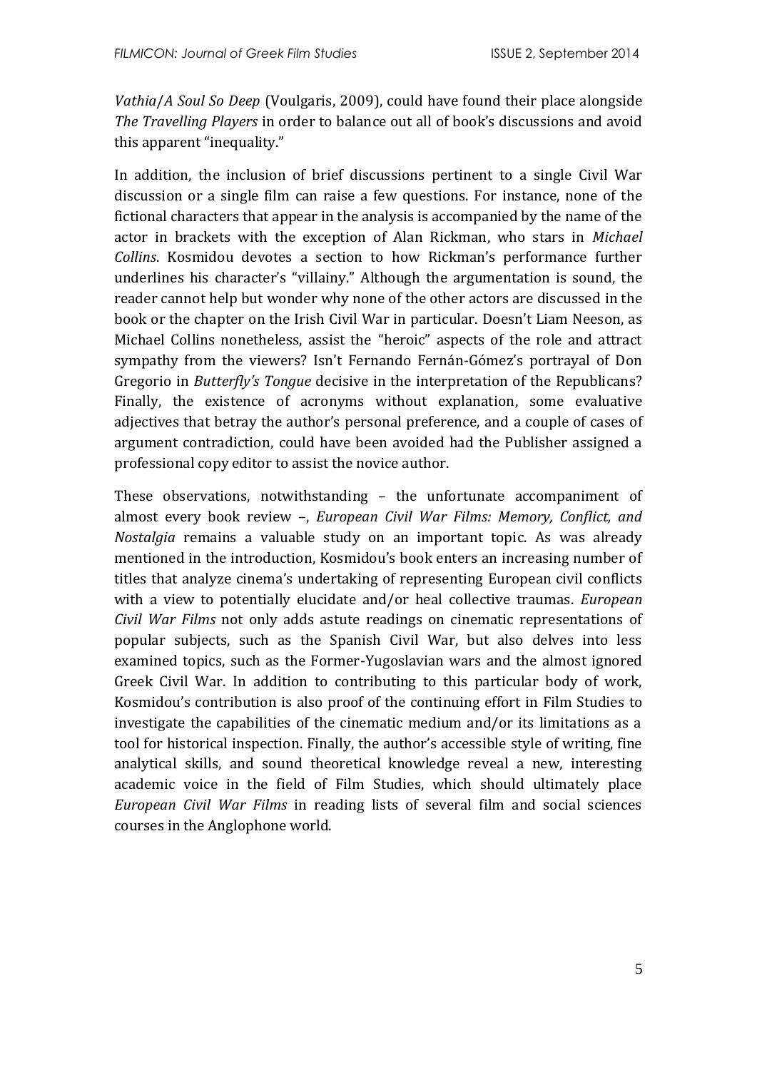*Vathia*/*A Soul So Deep* (Voulgaris, 2009), could have found their place alongside *The Travelling Players* in order to balance out all of book's discussions and avoid this apparent "inequality."

In addition, the inclusion of brief discussions pertinent to a single Civil War discussion or a single film can raise a few questions. For instance, none of the fictional characters that appear in the analysis is accompanied by the name of the actor in brackets with the exception of Alan Rickman, who stars in *Michael Collins*. Kosmidou devotes a section to how Rickman's performance further underlines his character's "villainy." Although the argumentation is sound, the reader cannot help but wonder why none of the other actors are discussed in the book or the chapter on the Irish Civil War in particular. Doesn't Liam Neeson, as Michael Collins nonetheless, assist the "heroic" aspects of the role and attract sympathy from the viewers? Isn't Fernando Fernán-Gómez's portrayal of Don Gregorio in *Butterfly's Tongue* decisive in the interpretation of the Republicans? Finally, the existence of acronyms without explanation, some evaluative adjectives that betray the author's personal preference, and a couple of cases of argument contradiction, could have been avoided had the Publisher assigned a professional copy editor to assist the novice author.

These observations, notwithstanding – the unfortunate accompaniment of almost every book review –, *European Civil War Films: Memory, Conflict, and Nostalgia* remains a valuable study on an important topic. As was already mentioned in the introduction, Kosmidou's book enters an increasing number of titles that analyze cinema's undertaking of representing European civil conflicts with a view to potentially elucidate and/or heal collective traumas. *European Civil War Films* not only adds astute readings on cinematic representations of popular subjects, such as the Spanish Civil War, but also delves into less examined topics, such as the Former-Yugoslavian wars and the almost ignored Greek Civil War. In addition to contributing to this particular body of work, Kosmidou's contribution is also proof of the continuing effort in Film Studies to investigate the capabilities of the cinematic medium and/or its limitations as a tool for historical inspection. Finally, the author's accessible style of writing, fine analytical skills, and sound theoretical knowledge reveal a new, interesting academic voice in the field of Film Studies, which should ultimately place *European Civil War Films* in reading lists of several film and social sciences courses in the Anglophone world.